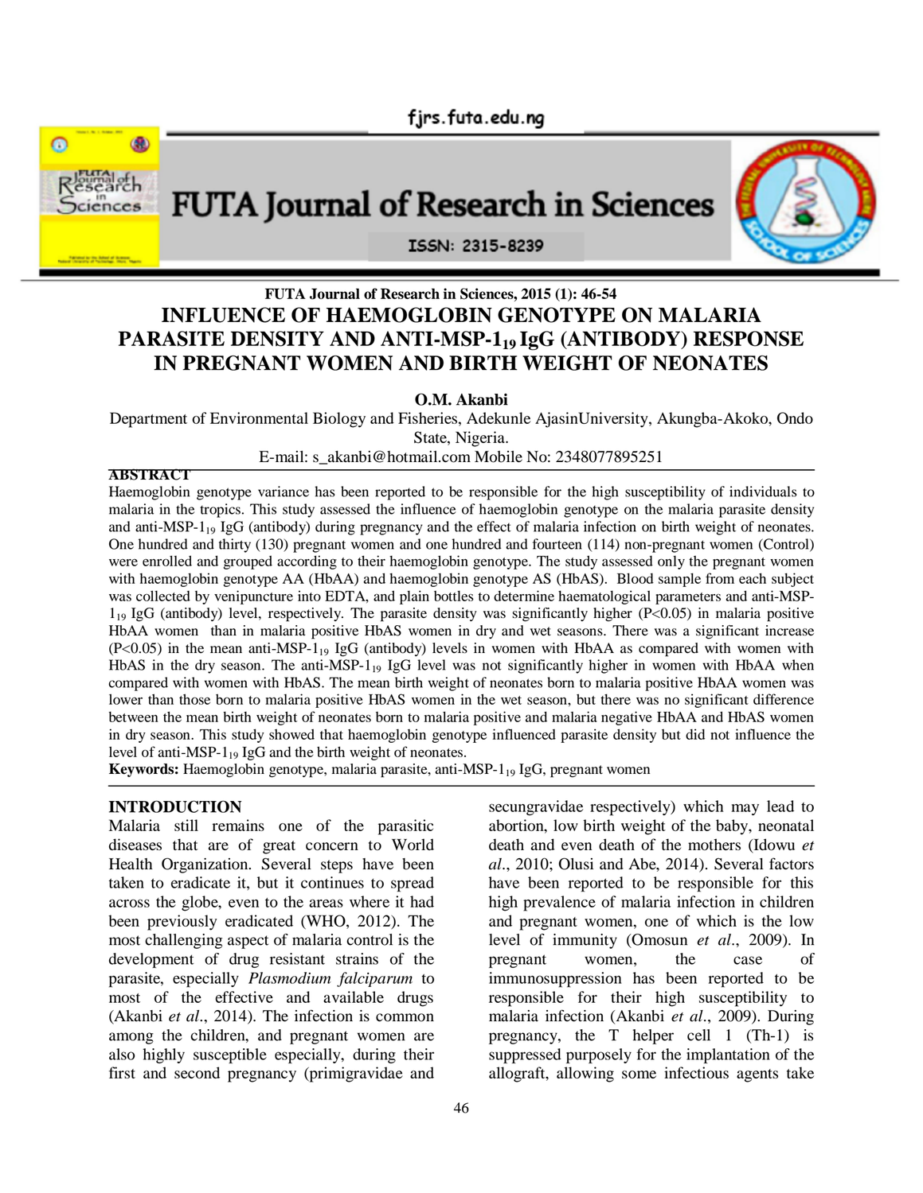# INFLUENCE OF HAEMOGLOBIN GENOTYPE ON MALARIA PARASITE DENSITY AND ANTI-MSP-$1_{19}$ IgG (ANTIBODY) RESPONSE IN PREGNANT WOMEN AND BIRTH WEIGHT OF NEONATES

**O.M. Akanbi**

Department of Environmental Biology and Fisheries, Adekunle AjasinUniversity, Akungba-Akoko, Ondo State, Nigeria.

E-mail: s_akanbi@hotmail.com Mobile No: 2348077895251

## ABSTRACT

Haemoglobin genotype variance has been reported to be responsible for the high susceptibility of individuals to malaria in the tropics. This study assessed the influence of haemoglobin genotype on the malaria parasite density and anti-MSP-$1_{19}$ IgG (antibody) during pregnancy and the effect of malaria infection on birth weight of neonates. One hundred and thirty (130) pregnant women and one hundred and fourteen (114) non-pregnant women (Control) were enrolled and grouped according to their haemoglobin genotype. The study assessed only the pregnant women with haemoglobin genotype AA (HbAA) and haemoglobin genotype AS (HbAS). Blood sample from each subject was collected by venipuncture into EDTA, and plain bottles to determine haematological parameters and anti-MSP-$1_{19}$ IgG (antibody) level, respectively. The parasite density was significantly higher ($P<0.05$) in malaria positive HbAA women than in malaria positive HbAS women in dry and wet seasons. There was a significant increase ($P<0.05$) in the mean anti-MSP-$1_{19}$ IgG (antibody) levels in women with HbAA as compared with women with HbAS in the dry season. The anti-MSP-$1_{19}$ IgG level was not significantly higher in women with HbAA when compared with women with HbAS. The mean birth weight of neonates born to malaria positive HbAA women was lower than those born to malaria positive HbAS women in the wet season, but there was no significant difference between the mean birth weight of neonates born to malaria positive and malaria negative HbAA and HbAS women in dry season. This study showed that haemoglobin genotype influenced parasite density but did not influence the level of anti-MSP-$1_{19}$ IgG and the birth weight of neonates.

**Keywords:** Haemoglobin genotype, malaria parasite, anti-MSP-$1_{19}$ IgG, pregnant women

## INTRODUCTION

Malaria still remains one of the parasitic diseases that are of great concern to World Health Organization. Several steps have been taken to eradicate it, but it continues to spread across the globe, even to the areas where it had been previously eradicated (WHO, 2012). The most challenging aspect of malaria control is the development of drug resistant strains of the parasite, especially *Plasmodium falciparum* to most of the effective and available drugs (Akanbi *et al*., 2014). The infection is common among the children, and pregnant women are also highly susceptible especially, during their first and second pregnancy (primigravidae and secungravidae respectively) which may lead to abortion, low birth weight of the baby, neonatal death and even death of the mothers (Idowu *et al*., 2010; Olusi and Abe, 2014). Several factors have been reported to be responsible for this high prevalence of malaria infection in children and pregnant women, one of which is the low level of immunity (Omosun *et al*., 2009). In pregnant women, the case of immunosuppression has been reported to be responsible for their high susceptibility to malaria infection (Akanbi *et al*., 2009). During pregnancy, the T helper cell 1 (Th-1) is suppressed purposely for the implantation of the allograft, allowing some infectious agents take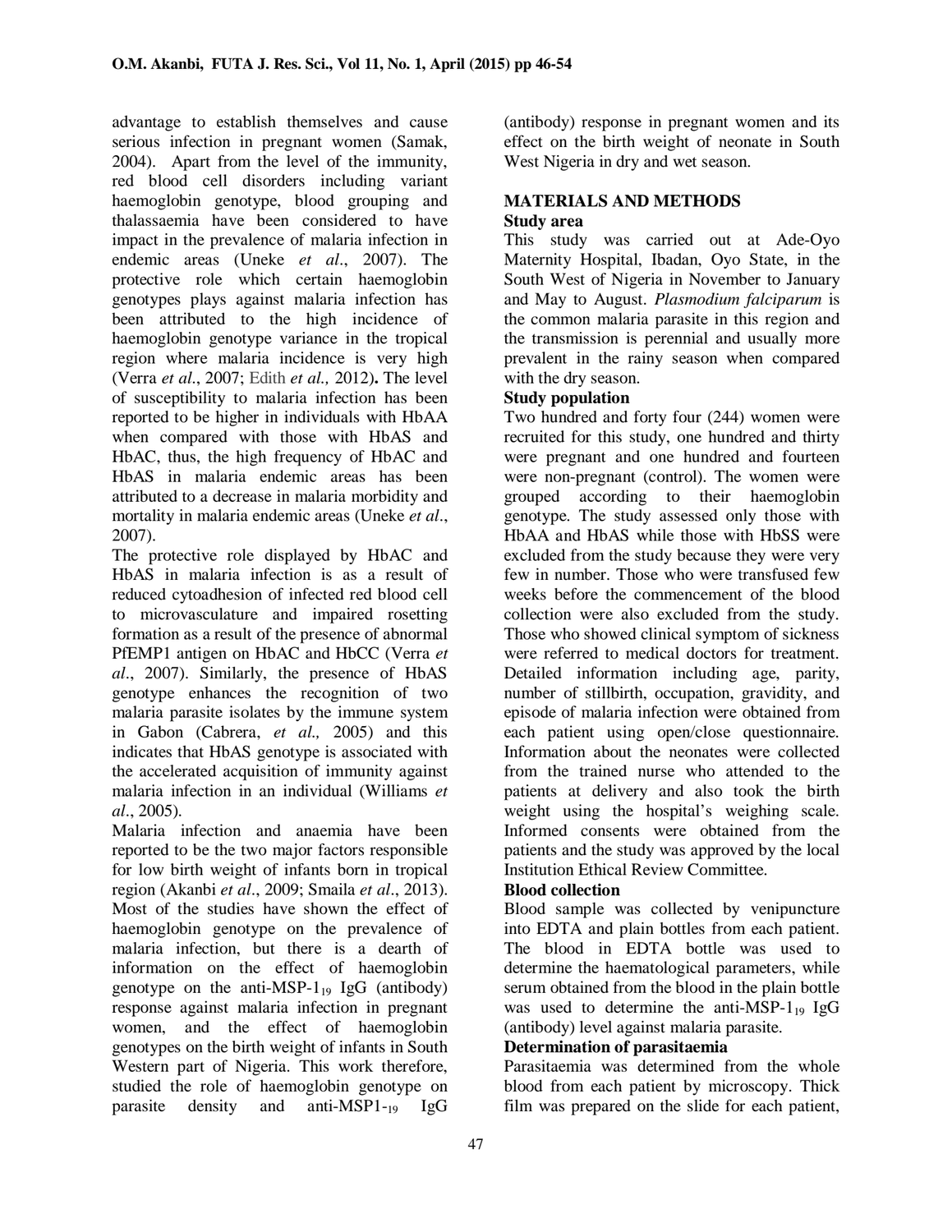advantage to establish themselves and cause serious infection in pregnant women (Samak, 2004). Apart from the level of the immunity, red blood cell disorders including variant haemoglobin genotype, blood grouping and thalassaemia have been considered to have impact in the prevalence of malaria infection in endemic areas (Uneke *et al*., 2007). The protective role which certain haemoglobin genotypes plays against malaria infection has been attributed to the high incidence of haemoglobin genotype variance in the tropical region where malaria incidence is very high (Verra *et al*., 2007; Edith *et al.,* 2012). The level of susceptibility to malaria infection has been reported to be higher in individuals with HbAA when compared with those with HbAS and HbAC, thus, the high frequency of HbAC and HbAS in malaria endemic areas has been attributed to a decrease in malaria morbidity and mortality in malaria endemic areas (Uneke *et al*., 2007).

The protective role displayed by HbAC and HbAS in malaria infection is as a result of reduced cytoadhesion of infected red blood cell to microvasculature and impaired rosetting formation as a result of the presence of abnormal PfEMP1 antigen on HbAC and HbCC (Verra *et al*., 2007). Similarly, the presence of HbAS genotype enhances the recognition of two malaria parasite isolates by the immune system in Gabon (Cabrera, *et al.,* 2005) and this indicates that HbAS genotype is associated with the accelerated acquisition of immunity against malaria infection in an individual (Williams *et al*., 2005).

Malaria infection and anaemia have been reported to be the two major factors responsible for low birth weight of infants born in tropical region (Akanbi *et al*., 2009; Smaila *et al*., 2013). Most of the studies have shown the effect of haemoglobin genotype on the prevalence of malaria infection, but there is a dearth of information on the effect of haemoglobin genotype on the anti-MSP-$1_{19}$ IgG (antibody) response against malaria infection in pregnant women, and the effect of haemoglobin genotypes on the birth weight of infants in South Western part of Nigeria. This work therefore, studied the role of haemoglobin genotype on parasite density and anti-MSP1-$_{19}$ IgG (antibody) response in pregnant women and its effect on the birth weight of neonate in South West Nigeria in dry and wet season.

## MATERIALS AND METHODS

### Study area

This study was carried out at Ade-Oyo Maternity Hospital, Ibadan, Oyo State, in the South West of Nigeria in November to January and May to August. *Plasmodium falciparum* is the common malaria parasite in this region and the transmission is perennial and usually more prevalent in the rainy season when compared with the dry season.

### Study population

Two hundred and forty four (244) women were recruited for this study, one hundred and thirty were pregnant and one hundred and fourteen were non-pregnant (control). The women were grouped according to their haemoglobin genotype. The study assessed only those with HbAA and HbAS while those with HbSS were excluded from the study because they were very few in number. Those who were transfused few weeks before the commencement of the blood collection were also excluded from the study. Those who showed clinical symptom of sickness were referred to medical doctors for treatment. Detailed information including age, parity, number of stillbirth, occupation, gravidity, and episode of malaria infection were obtained from each patient using open/close questionnaire. Information about the neonates were collected from the trained nurse who attended to the patients at delivery and also took the birth weight using the hospital's weighing scale. Informed consents were obtained from the patients and the study was approved by the local Institution Ethical Review Committee.

### Blood collection

Blood sample was collected by venipuncture into EDTA and plain bottles from each patient. The blood in EDTA bottle was used to determine the haematological parameters, while serum obtained from the blood in the plain bottle was used to determine the anti-MSP-$1_{19}$ IgG (antibody) level against malaria parasite.

### Determination of parasitaemia

Parasitaemia was determined from the whole blood from each patient by microscopy. Thick film was prepared on the slide for each patient,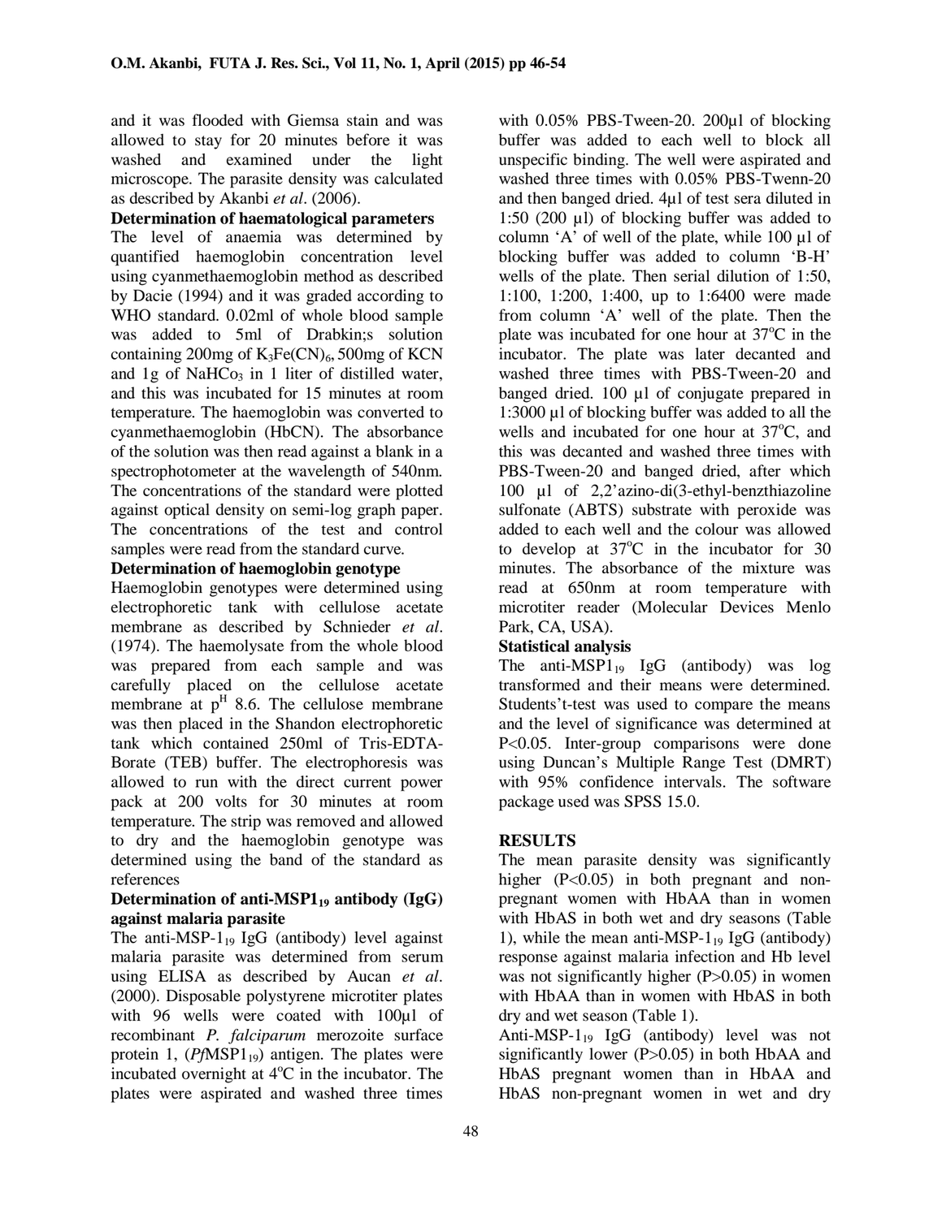and it was flooded with Giemsa stain and was allowed to stay for 20 minutes before it was washed and examined under the light microscope. The parasite density was calculated as described by Akanbi *et al*. (2006).

**Determination of haematological parameters**

The level of anaemia was determined by quantified haemoglobin concentration level using cyanmethaemoglobin method as described by Dacie (1994) and it was graded according to WHO standard. 0.02ml of whole blood sample was added to 5ml of Drabkin;s solution containing 200mg of $K_3Fe(CN)_6$, 500mg of KCN and 1g of $NaHCo_3$ in 1 liter of distilled water, and this was incubated for 15 minutes at room temperature. The haemoglobin was converted to cyanmethaemoglobin (HbCN). The absorbance of the solution was then read against a blank in a spectrophotometer at the wavelength of 540nm. The concentrations of the standard were plotted against optical density on semi-log graph paper. The concentrations of the test and control samples were read from the standard curve.

**Determination of haemoglobin genotype**

Haemoglobin genotypes were determined using electrophoretic tank with cellulose acetate membrane as described by Schnieder *et al*. (1974). The haemolysate from the whole blood was prepared from each sample and was carefully placed on the cellulose acetate membrane at $p^H$ 8.6. The cellulose membrane was then placed in the Shandon electrophoretic tank which contained 250ml of Tris-EDTA-Borate (TEB) buffer. The electrophoresis was allowed to run with the direct current power pack at 200 volts for 30 minutes at room temperature. The strip was removed and allowed to dry and the haemoglobin genotype was determined using the band of the standard as references

**Determination of anti-$MSP1_{19}$ antibody (IgG) against malaria parasite**

The anti-MSP-$1_{19}$ IgG (antibody) level against malaria parasite was determined from serum using ELISA as described by Aucan *et al*. (2000). Disposable polystyrene microtiter plates with 96 wells were coated with 100µl of recombinant *P. falciparum* merozoite surface protein 1, (*Pf*$MSP1_{19}$) antigen. The plates were incubated overnight at 4°C in the incubator. The plates were aspirated and washed three times with 0.05% PBS-Tween-20. 200µl of blocking buffer was added to each well to block all unspecific binding. The well were aspirated and washed three times with 0.05% PBS-Twenn-20 and then banged dried. 4µl of test sera diluted in 1:50 (200 µl) of blocking buffer was added to column 'A' of well of the plate, while 100 µl of blocking buffer was added to column 'B-H' wells of the plate. Then serial dilution of 1:50, 1:100, 1:200, 1:400, up to 1:6400 were made from column 'A' well of the plate. Then the plate was incubated for one hour at 37°C in the incubator. The plate was later decanted and washed three times with PBS-Tween-20 and banged dried. 100 µl of conjugate prepared in 1:3000 µl of blocking buffer was added to all the wells and incubated for one hour at 37°C, and this was decanted and washed three times with PBS-Tween-20 and banged dried, after which 100 µl of 2,2'azino-di(3-ethyl-benzthiazoline sulfonate (ABTS) substrate with peroxide was added to each well and the colour was allowed to develop at 37°C in the incubator for 30 minutes. The absorbance of the mixture was read at 650nm at room temperature with microtiter reader (Molecular Devices Menlo Park, CA, USA).

**Statistical analysis**

The anti-$MSP1_{19}$ IgG (antibody) was log transformed and their means were determined. Students't-test was used to compare the means and the level of significance was determined at $P<0.05$. Inter-group comparisons were done using Duncan's Multiple Range Test (DMRT) with 95% confidence intervals. The software package used was SPSS 15.0.

## RESULTS

The mean parasite density was significantly higher ($P<0.05$) in both pregnant and non-pregnant women with HbAA than in women with HbAS in both wet and dry seasons (Table 1), while the mean anti-MSP-$1_{19}$ IgG (antibody) response against malaria infection and Hb level was not significantly higher ($P>0.05$) in women with HbAA than in women with HbAS in both dry and wet season (Table 1).

Anti-MSP-$1_{19}$ IgG (antibody) level was not significantly lower ($P>0.05$) in both HbAA and HbAS pregnant women than in HbAA and HbAS non-pregnant women in wet and dry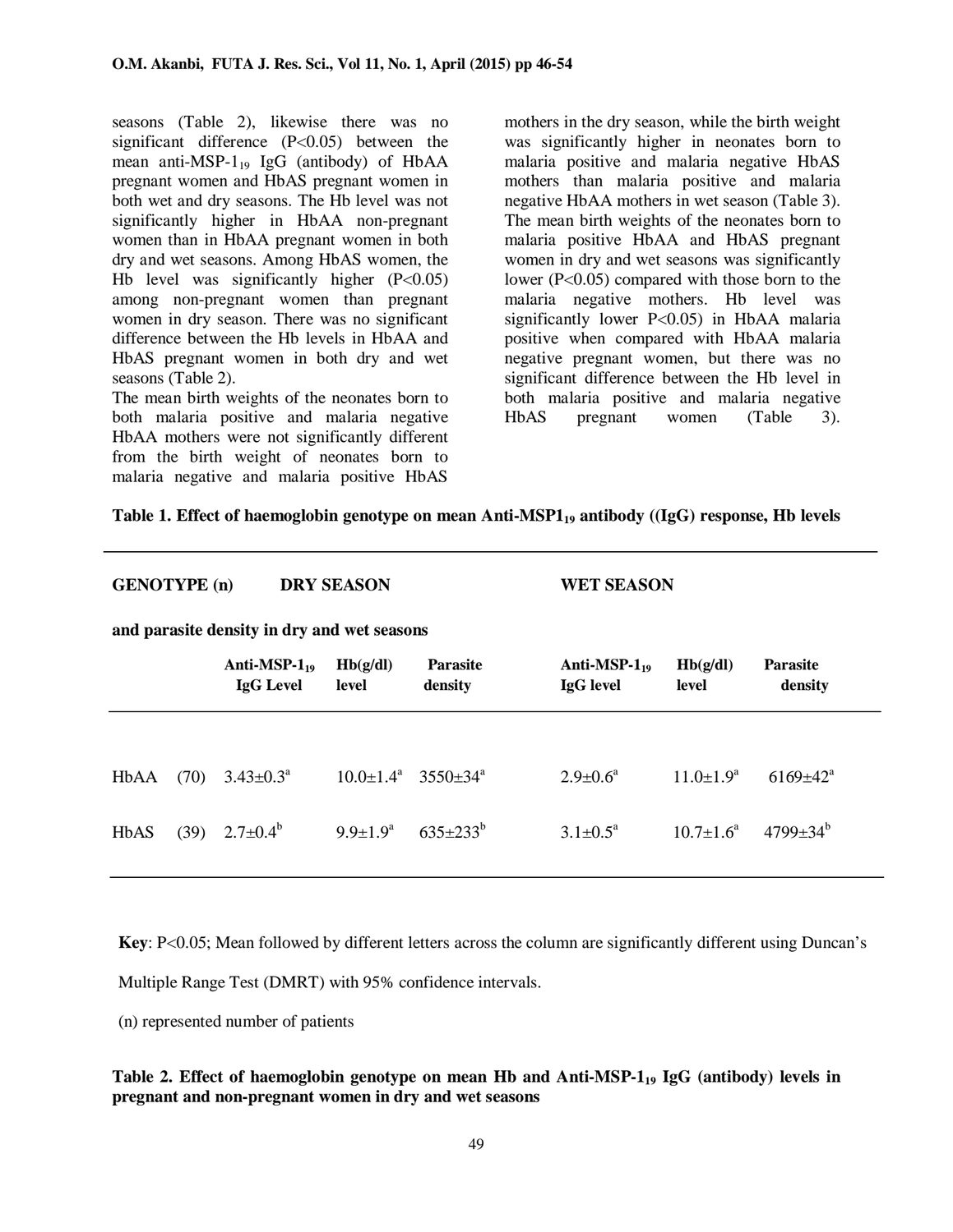seasons (Table 2), likewise there was no significant difference ($P<0.05$) between the mean anti-MSP-$1_{19}$ IgG (antibody) of HbAA pregnant women and HbAS pregnant women in both wet and dry seasons. The Hb level was not significantly higher in HbAA non-pregnant women than in HbAA pregnant women in both dry and wet seasons. Among HbAS women, the Hb level was significantly higher ($P<0.05$) among non-pregnant women than pregnant women in dry season. There was no significant difference between the Hb levels in HbAA and HbAS pregnant women in both dry and wet seasons (Table 2).

The mean birth weights of the neonates born to both malaria positive and malaria negative HbAA mothers were not significantly different from the birth weight of neonates born to malaria negative and malaria positive HbAS mothers in the dry season, while the birth weight was significantly higher in neonates born to malaria positive and malaria negative HbAS mothers than malaria positive and malaria negative HbAA mothers in wet season (Table 3). The mean birth weights of the neonates born to malaria positive HbAA and HbAS pregnant women in dry and wet seasons was significantly lower ($P<0.05$) compared with those born to the malaria negative mothers. Hb level was significantly lower $P<0.05$) in HbAA malaria positive when compared with HbAA malaria negative pregnant women, but there was no significant difference between the Hb level in both malaria positive and malaria negative HbAS pregnant women (Table 3).

**Table 1. Effect of haemoglobin genotype on mean Anti-MSP$1_{19}$ antibody ((IgG) response, Hb levels and parasite density in dry and wet seasons**

| GENOTYPE (n) | DRY SEASON | | | WET SEASON | | |
|---|---|---|---|---|---|---|
| | Anti-MSP-$1_{19}$ IgG Level | Hb(g/dl) level | Parasite density | Anti-MSP-$1_{19}$ IgG level | Hb(g/dl) level | Parasite density |
| HbAA (70) | $3.43\pm0.3^{a}$ | $10.0\pm1.4^{a}$ | $3550\pm34^{a}$ | $2.9\pm0.6^{a}$ | $11.0\pm1.9^{a}$ | $6169\pm42^{a}$ |
| HbAS (39) | $2.7\pm0.4^{b}$ | $9.9\pm1.9^{a}$ | $635\pm233^{b}$ | $3.1\pm0.5^{a}$ | $10.7\pm1.6^{a}$ | $4799\pm34^{b}$ |

**Key**: $P<0.05$; Mean followed by different letters across the column are significantly different using Duncan's Multiple Range Test (DMRT) with 95% confidence intervals.

(n) represented number of patients

**Table 2. Effect of haemoglobin genotype on mean Hb and Anti-MSP-$1_{19}$ IgG (antibody) levels in pregnant and non-pregnant women in dry and wet seasons**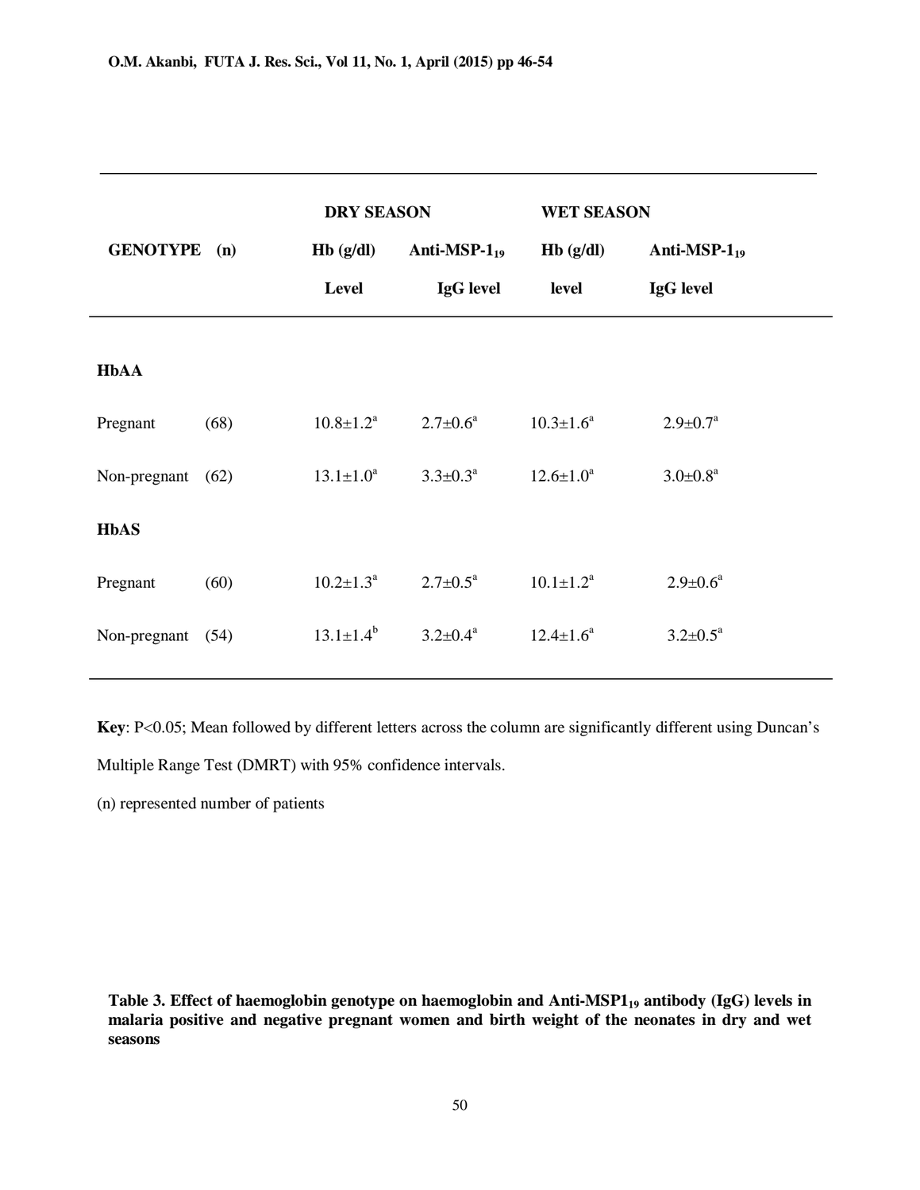| GENOTYPE | (n) | DRY SEASON Hb (g/dl) Level | DRY SEASON Anti-MSP-$1_{19}$ IgG level | WET SEASON Hb (g/dl) level | WET SEASON Anti-MSP-$1_{19}$ IgG level |
|---|---|---|---|---|---|
| **HbAA** | | | | | |
| Pregnant | (68) | $10.8 \pm 1.2^{a}$ | $2.7 \pm 0.6^{a}$ | $10.3 \pm 1.6^{a}$ | $2.9 \pm 0.7^{a}$ |
| Non-pregnant | (62) | $13.1 \pm 1.0^{a}$ | $3.3 \pm 0.3^{a}$ | $12.6 \pm 1.0^{a}$ | $3.0 \pm 0.8^{a}$ |
| **HbAS** | | | | | |
| Pregnant | (60) | $10.2 \pm 1.3^{a}$ | $2.7 \pm 0.5^{a}$ | $10.1 \pm 1.2^{a}$ | $2.9 \pm 0.6^{a}$ |
| Non-pregnant | (54) | $13.1 \pm 1.4^{b}$ | $3.2 \pm 0.4^{a}$ | $12.4 \pm 1.6^{a}$ | $3.2 \pm 0.5^{a}$ |

**Key**: $P<0.05$; Mean followed by different letters across the column are significantly different using Duncan's Multiple Range Test (DMRT) with 95% confidence intervals.

(n) represented number of patients

**Table 3. Effect of haemoglobin genotype on haemoglobin and Anti-MSP$1_{19}$ antibody (IgG) levels in malaria positive and negative pregnant women and birth weight of the neonates in dry and wet seasons**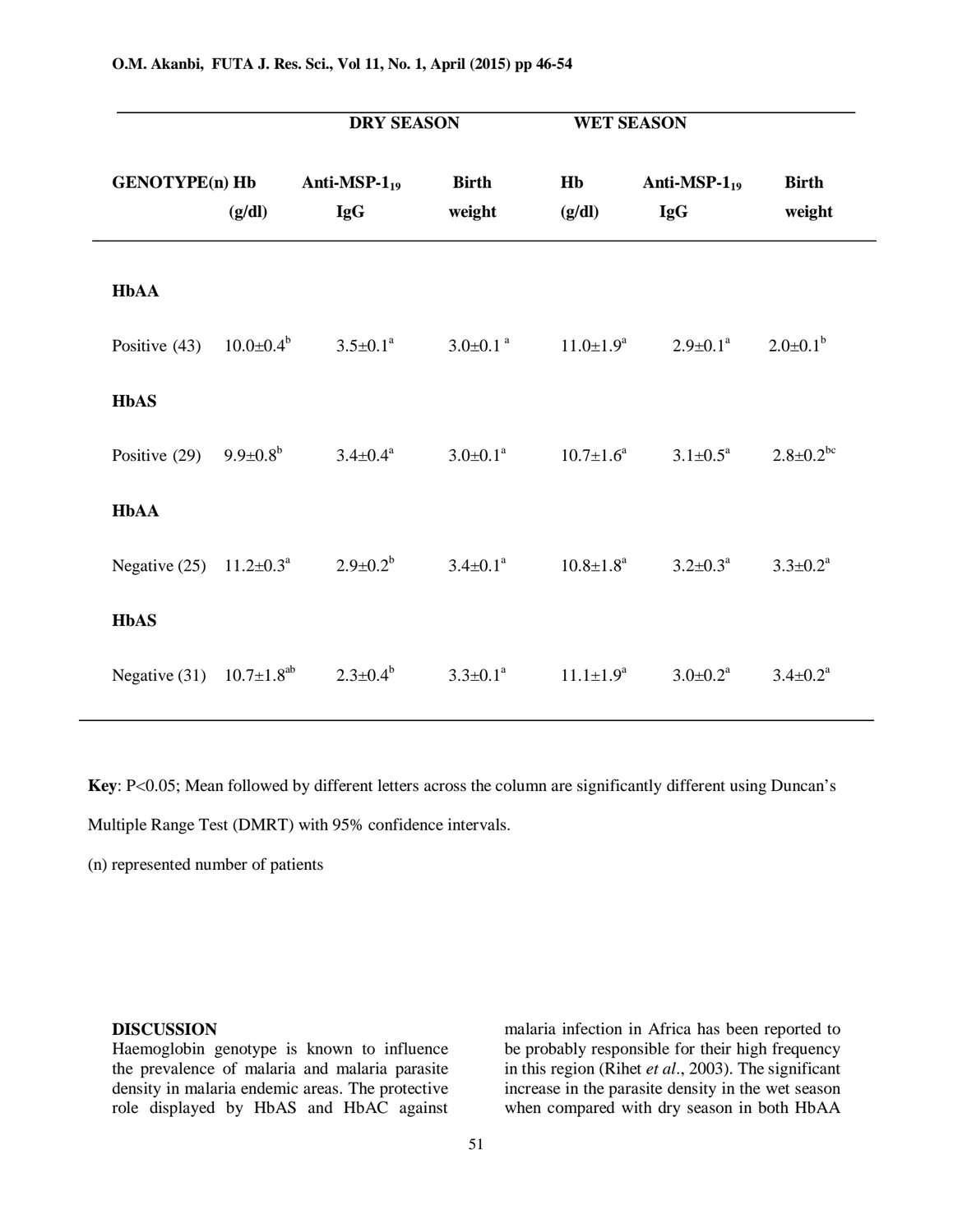| GENOTYPE(n) | DRY SEASON | | | WET SEASON | | |
|---|---|---|---|---|---|---|
| | Hb (g/dl) | Anti-MSP-$1_{19}$ IgG | Birth weight | Hb (g/dl) | Anti-MSP-$1_{19}$ IgG | Birth weight |
| **HbAA** | | | | | | |
| Positive (43) | 10.0±0.4[b] | 3.5±0.1[a] | 3.0±0.1[a] | 11.0±1.9[a] | 2.9±0.1[a] | 2.0±0.1[b] |
| **HbAS** | | | | | | |
| Positive (29) | 9.9±0.8[b] | 3.4±0.4[a] | 3.0±0.1[a] | 10.7±1.6[a] | 3.1±0.5[a] | 2.8±0.2[bc] |
| **HbAA** | | | | | | |
| Negative (25) | 11.2±0.3[a] | 2.9±0.2[b] | 3.4±0.1[a] | 10.8±1.8[a] | 3.2±0.3[a] | 3.3±0.2[a] |
| **HbAS** | | | | | | |
| Negative (31) | 10.7±1.8[ab] | 2.3±0.4[b] | 3.3±0.1[a] | 11.1±1.9[a] | 3.0±0.2[a] | 3.4±0.2[a] |

**Key**: P<0.05; Mean followed by different letters across the column are significantly different using Duncan's Multiple Range Test (DMRT) with 95% confidence intervals.

(n) represented number of patients

## DISCUSSION

Haemoglobin genotype is known to influence the prevalence of malaria and malaria parasite density in malaria endemic areas. The protective role displayed by HbAS and HbAC against malaria infection in Africa has been reported to be probably responsible for their high frequency in this region (Rihet *et al*., 2003). The significant increase in the parasite density in the wet season when compared with dry season in both HbAA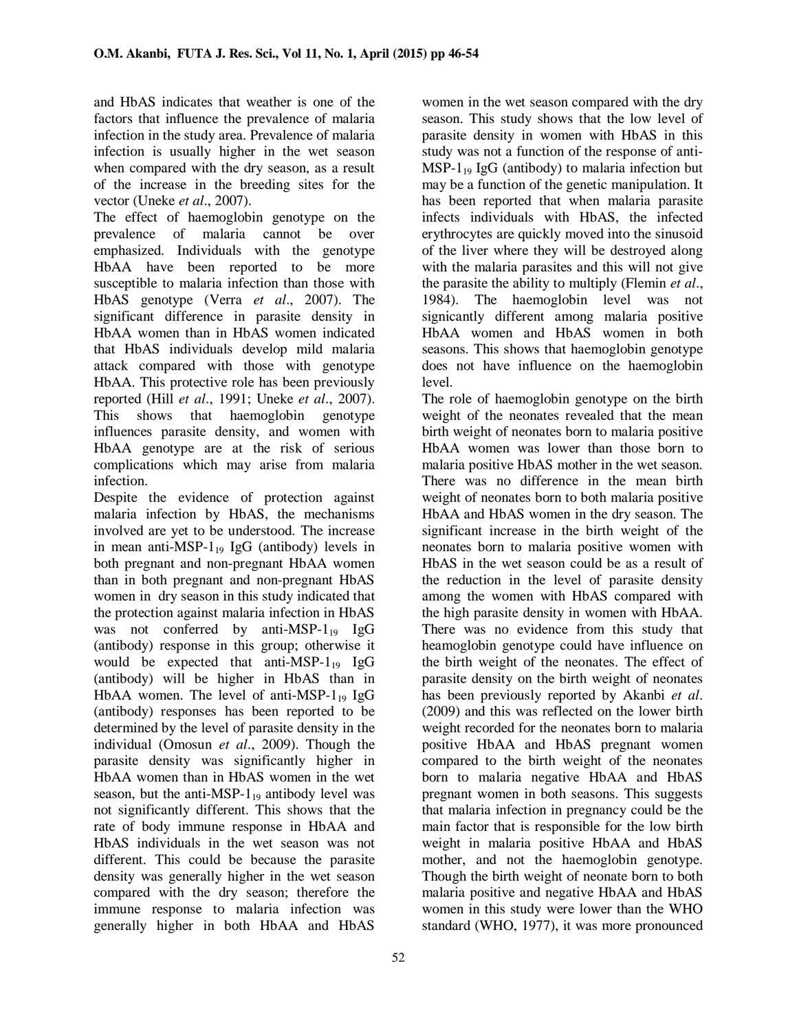and HbAS indicates that weather is one of the factors that influence the prevalence of malaria infection in the study area. Prevalence of malaria infection is usually higher in the wet season when compared with the dry season, as a result of the increase in the breeding sites for the vector (Uneke *et al*., 2007).

The effect of haemoglobin genotype on the prevalence of malaria cannot be over emphasized. Individuals with the genotype HbAA have been reported to be more susceptible to malaria infection than those with HbAS genotype (Verra *et al*., 2007). The significant difference in parasite density in HbAA women than in HbAS women indicated that HbAS individuals develop mild malaria attack compared with those with genotype HbAA. This protective role has been previously reported (Hill *et al*., 1991; Uneke *et al*., 2007). This shows that haemoglobin genotype influences parasite density, and women with HbAA genotype are at the risk of serious complications which may arise from malaria infection.

Despite the evidence of protection against malaria infection by HbAS, the mechanisms involved are yet to be understood. The increase in mean anti-MSP-$1_{19}$ IgG (antibody) levels in both pregnant and non-pregnant HbAA women than in both pregnant and non-pregnant HbAS women in dry season in this study indicated that the protection against malaria infection in HbAS was not conferred by anti-MSP-$1_{19}$ IgG (antibody) response in this group; otherwise it would be expected that anti-MSP-$1_{19}$ IgG (antibody) will be higher in HbAS than in HbAA women. The level of anti-MSP-$1_{19}$ IgG (antibody) responses has been reported to be determined by the level of parasite density in the individual (Omosun *et al*., 2009). Though the parasite density was significantly higher in HbAA women than in HbAS women in the wet season, but the anti-MSP-$1_{19}$ antibody level was not significantly different. This shows that the rate of body immune response in HbAA and HbAS individuals in the wet season was not different. This could be because the parasite density was generally higher in the wet season compared with the dry season; therefore the immune response to malaria infection was generally higher in both HbAA and HbAS women in the wet season compared with the dry season. This study shows that the low level of parasite density in women with HbAS in this study was not a function of the response of anti-MSP-$1_{19}$ IgG (antibody) to malaria infection but may be a function of the genetic manipulation. It has been reported that when malaria parasite infects individuals with HbAS, the infected erythrocytes are quickly moved into the sinusoid of the liver where they will be destroyed along with the malaria parasites and this will not give the parasite the ability to multiply (Flemin *et al*., 1984). The haemoglobin level was not signicantly different among malaria positive HbAA women and HbAS women in both seasons. This shows that haemoglobin genotype does not have influence on the haemoglobin level.

The role of haemoglobin genotype on the birth weight of the neonates revealed that the mean birth weight of neonates born to malaria positive HbAA women was lower than those born to malaria positive HbAS mother in the wet season. There was no difference in the mean birth weight of neonates born to both malaria positive HbAA and HbAS women in the dry season. The significant increase in the birth weight of the neonates born to malaria positive women with HbAS in the wet season could be as a result of the reduction in the level of parasite density among the women with HbAS compared with the high parasite density in women with HbAA. There was no evidence from this study that heamoglobin genotype could have influence on the birth weight of the neonates. The effect of parasite density on the birth weight of neonates has been previously reported by Akanbi *et al*. (2009) and this was reflected on the lower birth weight recorded for the neonates born to malaria positive HbAA and HbAS pregnant women compared to the birth weight of the neonates born to malaria negative HbAA and HbAS pregnant women in both seasons. This suggests that malaria infection in pregnancy could be the main factor that is responsible for the low birth weight in malaria positive HbAA and HbAS mother, and not the haemoglobin genotype. Though the birth weight of neonate born to both malaria positive and negative HbAA and HbAS women in this study were lower than the WHO standard (WHO, 1977), it was more pronounced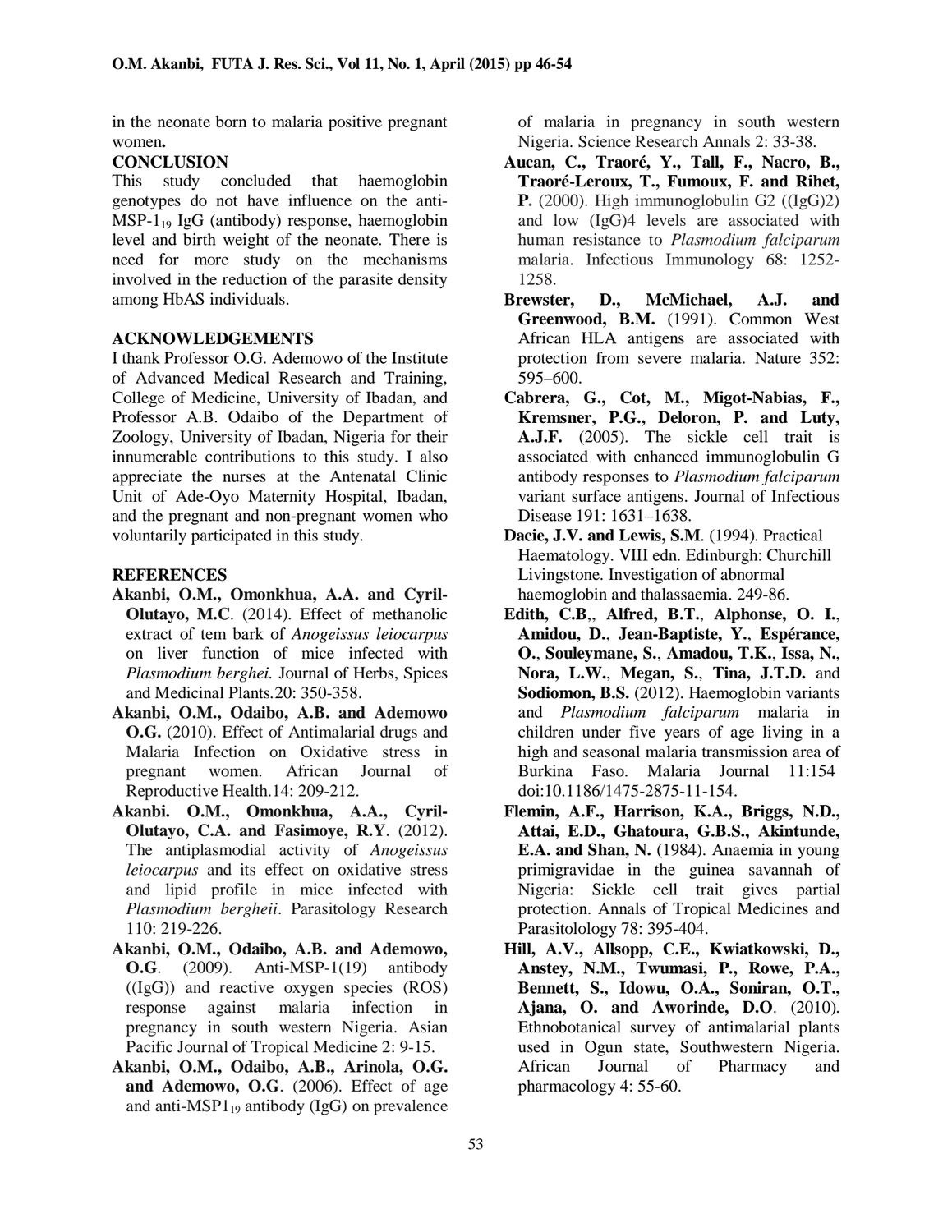in the neonate born to malaria positive pregnant women.

## CONCLUSION

This study concluded that haemoglobin genotypes do not have influence on the anti-MSP-$1_{19}$ IgG (antibody) response, haemoglobin level and birth weight of the neonate. There is need for more study on the mechanisms involved in the reduction of the parasite density among HbAS individuals.

## ACKNOWLEDGEMENTS

I thank Professor O.G. Ademowo of the Institute of Advanced Medical Research and Training, College of Medicine, University of Ibadan, and Professor A.B. Odaibo of the Department of Zoology, University of Ibadan, Nigeria for their innumerable contributions to this study. I also appreciate the nurses at the Antenatal Clinic Unit of Ade-Oyo Maternity Hospital, Ibadan, and the pregnant and non-pregnant women who voluntarily participated in this study.

## REFERENCES

**Akanbi, O.M., Omonkhua, A.A. and Cyril-Olutayo, M.C**. (2014). Effect of methanolic extract of tem bark of *Anogeissus leiocarpus* on liver function of mice infected with *Plasmodium berghei.* Journal of Herbs, Spices and Medicinal Plants.20: 350-358.

**Akanbi, O.M., Odaibo, A.B. and Ademowo O.G.** (2010). Effect of Antimalarial drugs and Malaria Infection on Oxidative stress in pregnant women. African Journal of Reproductive Health.14: 209-212.

**Akanbi. O.M., Omonkhua, A.A., Cyril-Olutayo, C.A. and Fasimoye, R.Y**. (2012). The antiplasmodial activity of *Anogeissus leiocarpus* and its effect on oxidative stress and lipid profile in mice infected with *Plasmodium bergheii*. Parasitology Research 110: 219-226.

**Akanbi, O.M., Odaibo, A.B. and Ademowo, O.G**. (2009). Anti-MSP-1(19) antibody ((IgG)) and reactive oxygen species (ROS) response against malaria infection in pregnancy in south western Nigeria. Asian Pacific Journal of Tropical Medicine 2: 9-15.

**Akanbi, O.M., Odaibo, A.B., Arinola, O.G. and Ademowo, O.G**. (2006). Effect of age and anti-MSP$1_{19}$ antibody (IgG) on prevalence of malaria in pregnancy in south western Nigeria. Science Research Annals 2: 33-38.

**Aucan, C., Traoré, Y., Tall, F., Nacro, B., Traoré-Leroux, T., Fumoux, F. and Rihet, P.** (2000). High immunoglobulin G2 ((IgG)2) and low (IgG)4 levels are associated with human resistance to *Plasmodium falciparum* malaria. Infectious Immunology 68: 1252-1258.

**Brewster, D., McMichael, A.J. and Greenwood, B.M.** (1991). Common West African HLA antigens are associated with protection from severe malaria. Nature 352: 595–600.

**Cabrera, G., Cot, M., Migot-Nabias, F., Kremsner, P.G., Deloron, P. and Luty, A.J.F.** (2005). The sickle cell trait is associated with enhanced immunoglobulin G antibody responses to *Plasmodium falciparum* variant surface antigens. Journal of Infectious Disease 191: 1631–1638.

**Dacie, J.V. and Lewis, S.M**. (1994). Practical Haematology. VIII edn. Edinburgh: Churchill Livingstone. Investigation of abnormal haemoglobin and thalassaemia. 249-86.

**Edith, C.B**,, **Alfred, B.T.**, **Alphonse, O. I.**, **Amidou, D.**, **Jean-Baptiste, Y.**, **Espérance, O.**, **Souleymane, S.**, **Amadou, T.K.**, **Issa, N.**, **Nora, L.W.**, **Megan, S.**, **Tina, J.T.D.** and **Sodiomon, B.S.** (2012). Haemoglobin variants and *Plasmodium falciparum* malaria in children under five years of age living in a high and seasonal malaria transmission area of Burkina Faso. Malaria Journal 11:154 doi:10.1186/1475-2875-11-154.

**Flemin, A.F., Harrison, K.A., Briggs, N.D., Attai, E.D., Ghatoura, G.B.S., Akintunde, E.A. and Shan, N.** (1984). Anaemia in young primigravidae in the guinea savannah of Nigeria: Sickle cell trait gives partial protection. Annals of Tropical Medicines and Parasitolology 78: 395-404.

**Hill, A.V., Allsopp, C.E., Kwiatkowski, D., Anstey, N.M., Twumasi, P., Rowe, P.A., Bennett, S., Idowu, O.A., Soniran, O.T., Ajana, O. and Aworinde, D.O**. (2010). Ethnobotanical survey of antimalarial plants used in Ogun state, Southwestern Nigeria. African Journal of Pharmacy and pharmacology 4: 55-60.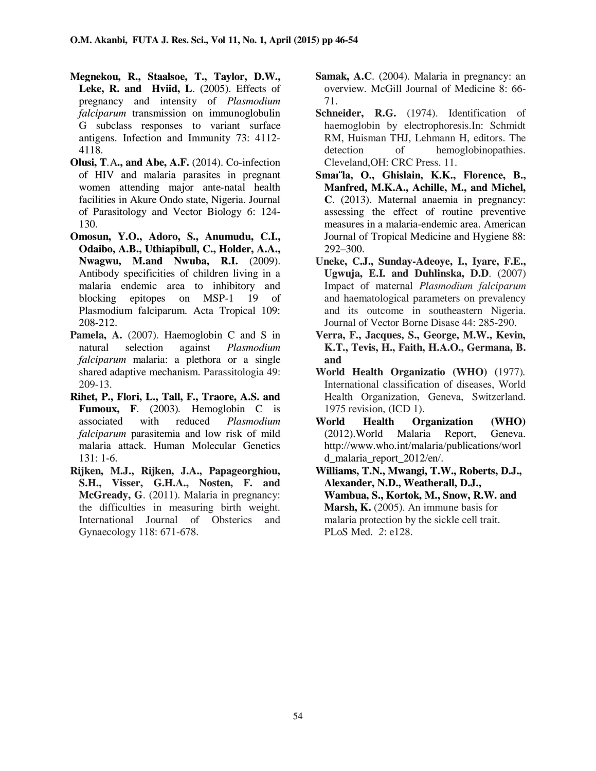**Megnekou, R., Staalsoe, T., Taylor, D.W., Leke, R. and Hviid, L**. (2005). Effects of pregnancy and intensity of *Plasmodium falciparum* transmission on immunoglobulin G subclass responses to variant surface antigens. Infection and Immunity 73: 4112-4118.

**Olusi, T**.**A., and Abe, A.F.** (2014). Co-infection of HIV and malaria parasites in pregnant women attending major ante-natal health facilities in Akure Ondo state, Nigeria. Journal of Parasitology and Vector Biology 6: 124-130.

**Omosun, Y.O., Adoro, S., Anumudu, C.I., Odaibo, A.B., Uthiapibull, C., Holder, A.A., Nwagwu, M.and Nwuba, R.I.** (2009). Antibody specificities of children living in a malaria endemic area to inhibitory and blocking epitopes on MSP-1 19 of Plasmodium falciparum. Acta Tropical 109: 208-212.

**Pamela, A.** (2007). Haemoglobin C and S in natural selection against *Plasmodium falciparum* malaria: a plethora or a single shared adaptive mechanism. Parassitologia 49: 209-13.

**Rihet, P., Flori, L., Tall, F., Traore, A.S. and Fumoux, F**. (2003). Hemoglobin C is associated with reduced *Plasmodium falciparum* parasitemia and low risk of mild malaria attack. Human Molecular Genetics 131: 1-6.

**Rijken, M.J., Rijken, J.A., Papageorghiou, S.H., Visser, G.H.A., Nosten, F. and McGready, G**. (2011). Malaria in pregnancy: the difficulties in measuring birth weight. International Journal of Obsterics and Gynaecology 118: 671-678.

**Samak, A.C**. (2004). Malaria in pregnancy: an overview. McGill Journal of Medicine 8: 66-71.

**Schneider, R.G.** (1974). Identification of haemoglobin by electrophoresis.In: Schmidt RM, Huisman THJ, Lehmann H, editors. The detection of hemoglobinopathies. Cleveland,OH: CRC Press. 11.

**Smaı¨la, O., Ghislain, K.K., Florence, B., Manfred, M.K.A., Achille, M., and Michel, C**. (2013). Maternal anaemia in pregnancy: assessing the effect of routine preventive measures in a malaria-endemic area. American Journal of Tropical Medicine and Hygiene 88: 292–300.

**Uneke, C.J., Sunday-Adeoye, I., Iyare, F.E., Ugwuja, E.I. and Duhlinska, D.D**. (2007) Impact of maternal *Plasmodium falciparum* and haematological parameters on prevalency and its outcome in southeastern Nigeria. Journal of Vector Borne Disase 44: 285-290.

**Verra, F., Jacques, S., George, M.W., Kevin, K.T., Tevis, H., Faith, H.A.O., Germana, B. and**

**World Health Organizatio (WHO)** (1977). International classification of diseases, World Health Organization, Geneva, Switzerland. 1975 revision, (ICD 1).

**World Health Organization (WHO)** (2012).World Malaria Report, Geneva. http://www.who.int/malaria/publications/world_malaria_report_2012/en/.

**Williams, T.N., Mwangi, T.W., Roberts, D.J., Alexander, N.D., Weatherall, D.J., Wambua, S., Kortok, M., Snow, R.W. and Marsh, K.** (2005). An immune basis for malaria protection by the sickle cell trait. PLoS Med. *2*: e128.